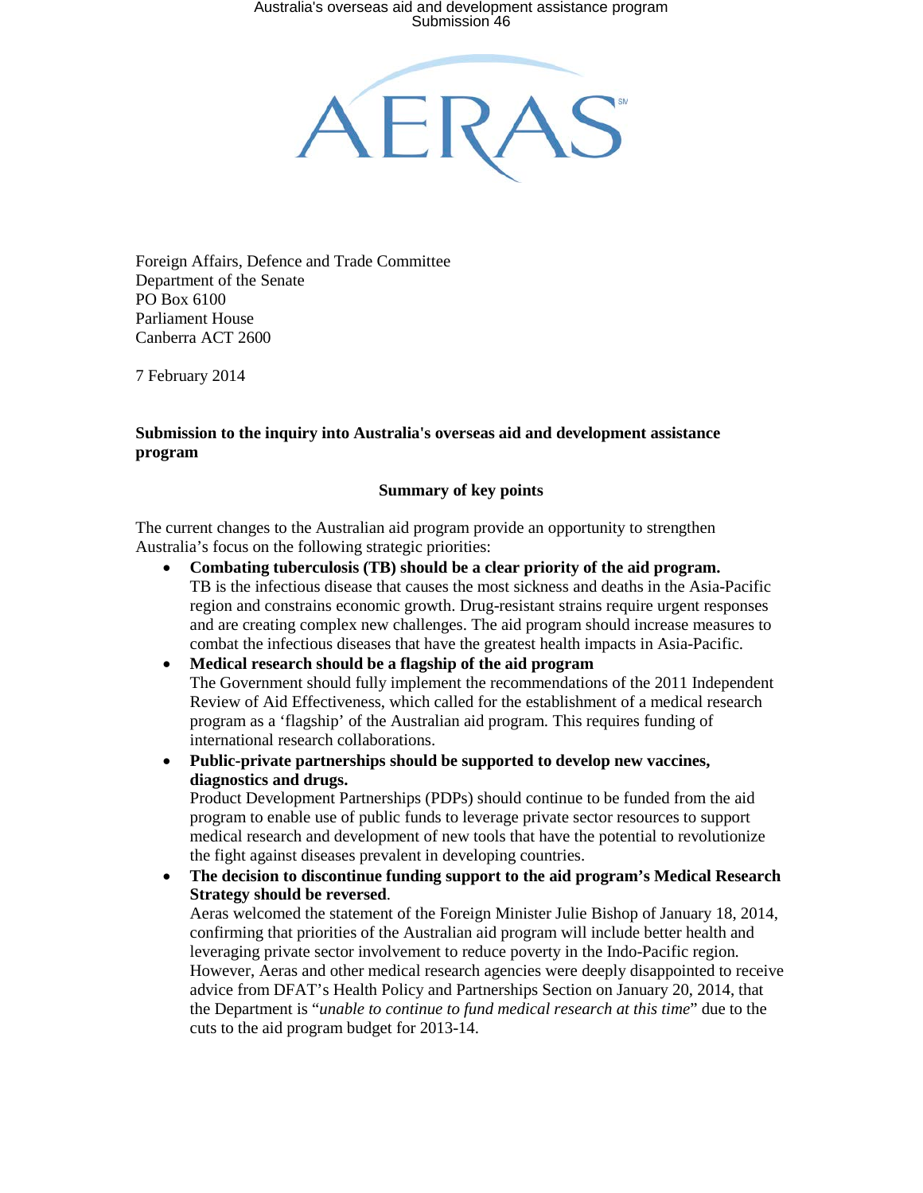AERAS

Foreign Affairs, Defence and Trade Committee
Department of the Senate
PO Box 6100
Parliament House
Canberra ACT 2600

7 February 2014

**Submission to the inquiry into Australia's overseas aid and development assistance program**

**Summary of key points**

The current changes to the Australian aid program provide an opportunity to strengthen Australia's focus on the following strategic priorities:

- **Combating tuberculosis (TB) should be a clear priority of the aid program.** TB is the infectious disease that causes the most sickness and deaths in the Asia-Pacific region and constrains economic growth. Drug-resistant strains require urgent responses and are creating complex new challenges. The aid program should increase measures to combat the infectious diseases that have the greatest health impacts in Asia-Pacific.
- **Medical research should be a flagship of the aid program** The Government should fully implement the recommendations of the 2011 Independent Review of Aid Effectiveness, which called for the establishment of a medical research program as a 'flagship' of the Australian aid program. This requires funding of international research collaborations.
- **Public-private partnerships should be supported to develop new vaccines, diagnostics and drugs.** Product Development Partnerships (PDPs) should continue to be funded from the aid program to enable use of public funds to leverage private sector resources to support medical research and development of new tools that have the potential to revolutionize the fight against diseases prevalent in developing countries.
- **The decision to discontinue funding support to the aid program's Medical Research Strategy should be reversed**. Aeras welcomed the statement of the Foreign Minister Julie Bishop of January 18, 2014, confirming that priorities of the Australian aid program will include better health and leveraging private sector involvement to reduce poverty in the Indo-Pacific region. However, Aeras and other medical research agencies were deeply disappointed to receive advice from DFAT's Health Policy and Partnerships Section on January 20, 2014, that the Department is "*unable to continue to fund medical research at this time*" due to the cuts to the aid program budget for 2013-14.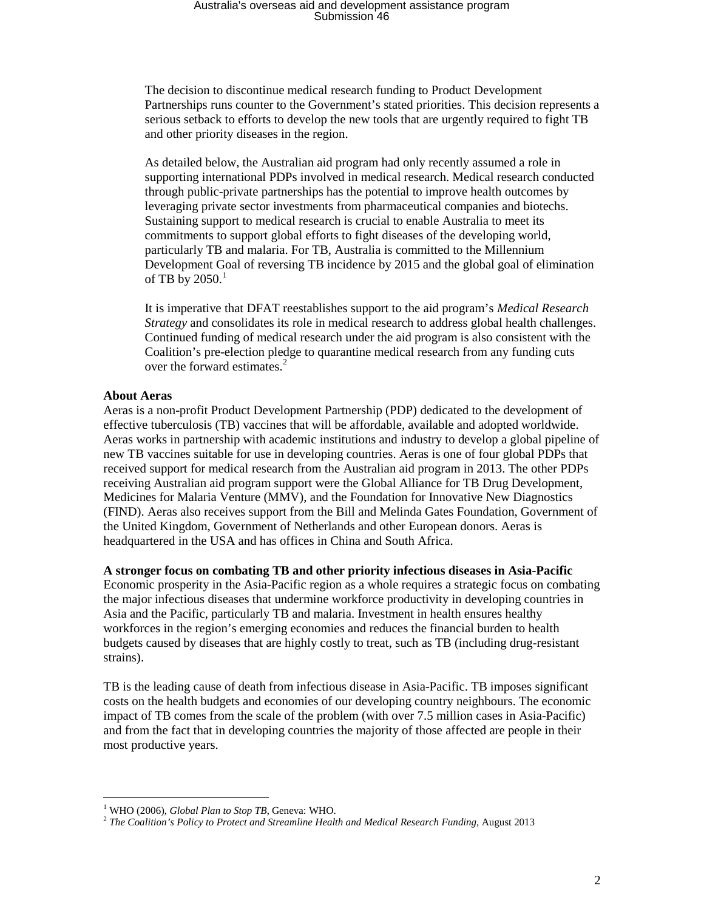The decision to discontinue medical research funding to Product Development Partnerships runs counter to the Government's stated priorities. This decision represents a serious setback to efforts to develop the new tools that are urgently required to fight TB and other priority diseases in the region.

As detailed below, the Australian aid program had only recently assumed a role in supporting international PDPs involved in medical research. Medical research conducted through public-private partnerships has the potential to improve health outcomes by leveraging private sector investments from pharmaceutical companies and biotechs. Sustaining support to medical research is crucial to enable Australia to meet its commitments to support global efforts to fight diseases of the developing world, particularly TB and malaria. For TB, Australia is committed to the Millennium Development Goal of reversing TB incidence by 2015 and the global goal of elimination of TB by 2050.[1]

It is imperative that DFAT reestablishes support to the aid program's *Medical Research Strategy* and consolidates its role in medical research to address global health challenges. Continued funding of medical research under the aid program is also consistent with the Coalition's pre-election pledge to quarantine medical research from any funding cuts over the forward estimates.[2]

**About Aeras**

Aeras is a non-profit Product Development Partnership (PDP) dedicated to the development of effective tuberculosis (TB) vaccines that will be affordable, available and adopted worldwide. Aeras works in partnership with academic institutions and industry to develop a global pipeline of new TB vaccines suitable for use in developing countries. Aeras is one of four global PDPs that received support for medical research from the Australian aid program in 2013. The other PDPs receiving Australian aid program support were the Global Alliance for TB Drug Development, Medicines for Malaria Venture (MMV), and the Foundation for Innovative New Diagnostics (FIND). Aeras also receives support from the Bill and Melinda Gates Foundation, Government of the United Kingdom, Government of Netherlands and other European donors. Aeras is headquartered in the USA and has offices in China and South Africa.

**A stronger focus on combating TB and other priority infectious diseases in Asia-Pacific**

Economic prosperity in the Asia-Pacific region as a whole requires a strategic focus on combating the major infectious diseases that undermine workforce productivity in developing countries in Asia and the Pacific, particularly TB and malaria. Investment in health ensures healthy workforces in the region's emerging economies and reduces the financial burden to health budgets caused by diseases that are highly costly to treat, such as TB (including drug-resistant strains).

TB is the leading cause of death from infectious disease in Asia-Pacific. TB imposes significant costs on the health budgets and economies of our developing country neighbours. The economic impact of TB comes from the scale of the problem (with over 7.5 million cases in Asia-Pacific) and from the fact that in developing countries the majority of those affected are people in their most productive years.

---

[1] WHO (2006), *Global Plan to Stop TB*, Geneva: WHO.

[2] *The Coalition's Policy to Protect and Streamline Health and Medical Research Funding*, August 2013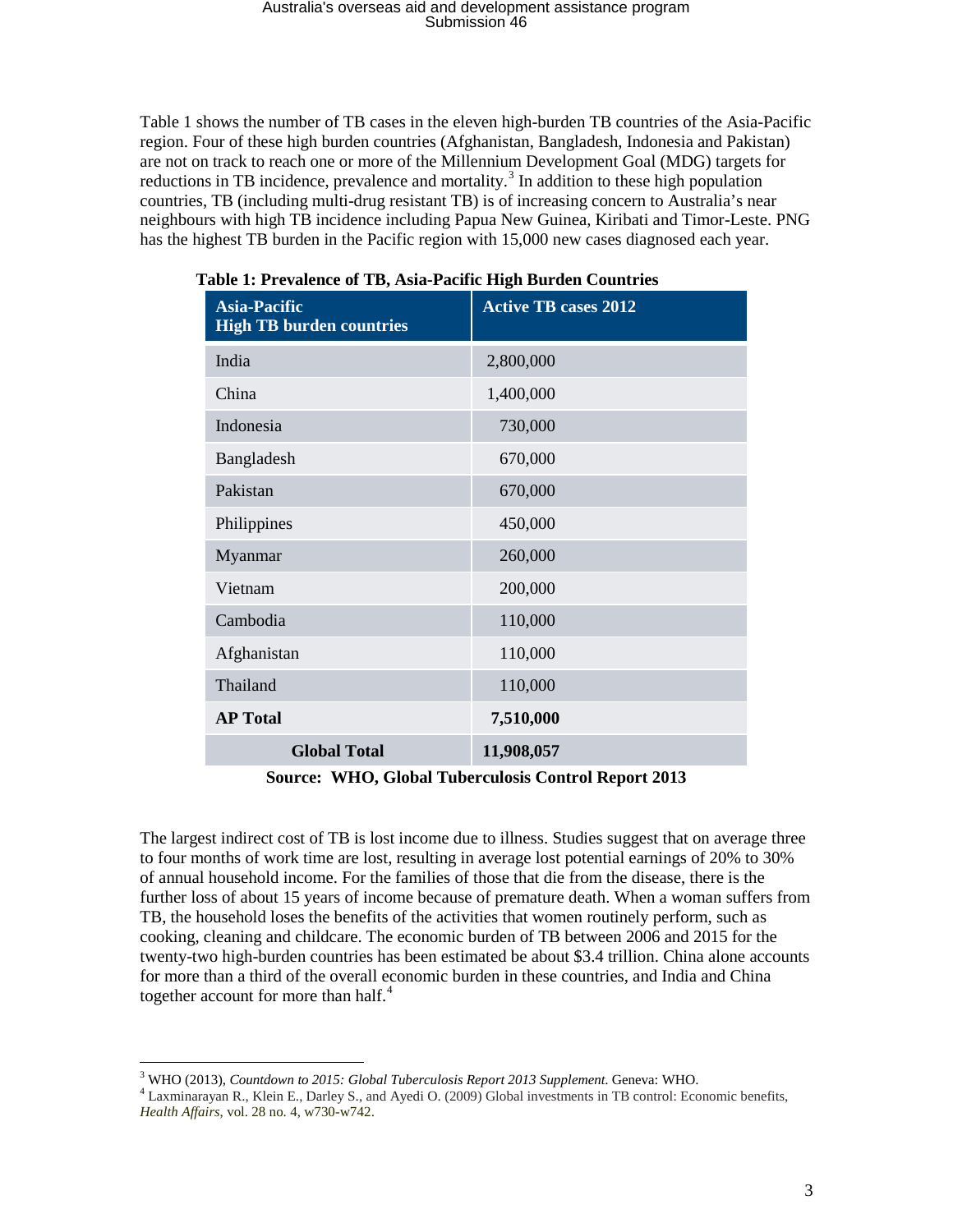Table 1 shows the number of TB cases in the eleven high-burden TB countries of the Asia-Pacific region. Four of these high burden countries (Afghanistan, Bangladesh, Indonesia and Pakistan) are not on track to reach one or more of the Millennium Development Goal (MDG) targets for reductions in TB incidence, prevalence and mortality.[3] In addition to these high population countries, TB (including multi-drug resistant TB) is of increasing concern to Australia's near neighbours with high TB incidence including Papua New Guinea, Kiribati and Timor-Leste. PNG has the highest TB burden in the Pacific region with 15,000 new cases diagnosed each year.

**Table 1: Prevalence of TB, Asia-Pacific High Burden Countries**

| Asia-Pacific High TB burden countries | Active TB cases 2012 |
|---|---|
| India | 2,800,000 |
| China | 1,400,000 |
| Indonesia | 730,000 |
| Bangladesh | 670,000 |
| Pakistan | 670,000 |
| Philippines | 450,000 |
| Myanmar | 260,000 |
| Vietnam | 200,000 |
| Cambodia | 110,000 |
| Afghanistan | 110,000 |
| Thailand | 110,000 |
| **AP Total** | **7,510,000** |
| **Global Total** | **11,908,057** |

**Source: WHO, Global Tuberculosis Control Report 2013**

The largest indirect cost of TB is lost income due to illness. Studies suggest that on average three to four months of work time are lost, resulting in average lost potential earnings of 20% to 30% of annual household income. For the families of those that die from the disease, there is the further loss of about 15 years of income because of premature death. When a woman suffers from TB, the household loses the benefits of the activities that women routinely perform, such as cooking, cleaning and childcare. The economic burden of TB between 2006 and 2015 for the twenty-two high-burden countries has been estimated be about $3.4 trillion. China alone accounts for more than a third of the overall economic burden in these countries, and India and China together account for more than half.[4]

---

[3] WHO (2013), *Countdown to 2015: Global Tuberculosis Report 2013 Supplement*. Geneva: WHO.

[4] Laxminarayan R., Klein E., Darley S., and Ayedi O. (2009) Global investments in TB control: Economic benefits, *Health Affairs*, vol. 28 no. 4, w730-w742.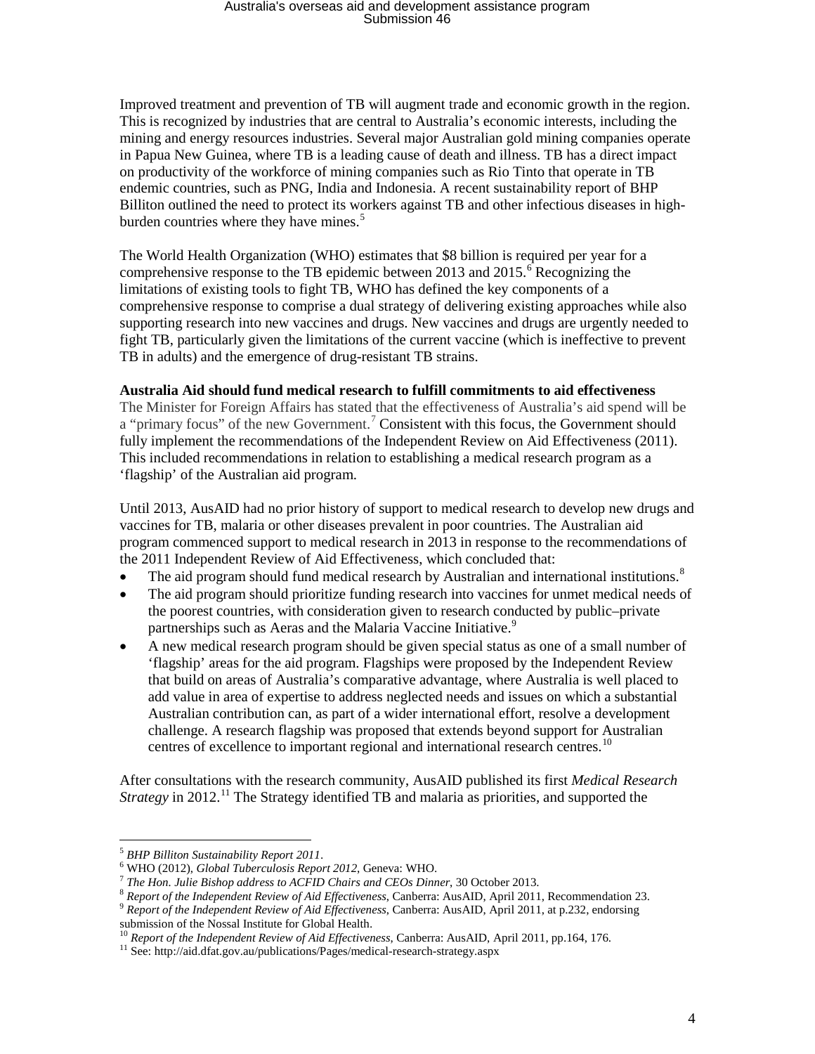Improved treatment and prevention of TB will augment trade and economic growth in the region. This is recognized by industries that are central to Australia's economic interests, including the mining and energy resources industries. Several major Australian gold mining companies operate in Papua New Guinea, where TB is a leading cause of death and illness. TB has a direct impact on productivity of the workforce of mining companies such as Rio Tinto that operate in TB endemic countries, such as PNG, India and Indonesia. A recent sustainability report of BHP Billiton outlined the need to protect its workers against TB and other infectious diseases in high-burden countries where they have mines.[5]

The World Health Organization (WHO) estimates that $8 billion is required per year for a comprehensive response to the TB epidemic between 2013 and 2015.[6] Recognizing the limitations of existing tools to fight TB, WHO has defined the key components of a comprehensive response to comprise a dual strategy of delivering existing approaches while also supporting research into new vaccines and drugs. New vaccines and drugs are urgently needed to fight TB, particularly given the limitations of the current vaccine (which is ineffective to prevent TB in adults) and the emergence of drug-resistant TB strains.

**Australia Aid should fund medical research to fulfill commitments to aid effectiveness**

The Minister for Foreign Affairs has stated that the effectiveness of Australia's aid spend will be a "primary focus" of the new Government.[7] Consistent with this focus, the Government should fully implement the recommendations of the Independent Review on Aid Effectiveness (2011). This included recommendations in relation to establishing a medical research program as a 'flagship' of the Australian aid program.

Until 2013, AusAID had no prior history of support to medical research to develop new drugs and vaccines for TB, malaria or other diseases prevalent in poor countries. The Australian aid program commenced support to medical research in 2013 in response to the recommendations of the 2011 Independent Review of Aid Effectiveness, which concluded that:

- The aid program should fund medical research by Australian and international institutions.[8]
- The aid program should prioritize funding research into vaccines for unmet medical needs of the poorest countries, with consideration given to research conducted by public–private partnerships such as Aeras and the Malaria Vaccine Initiative.[9]
- A new medical research program should be given special status as one of a small number of 'flagship' areas for the aid program. Flagships were proposed by the Independent Review that build on areas of Australia's comparative advantage, where Australia is well placed to add value in area of expertise to address neglected needs and issues on which a substantial Australian contribution can, as part of a wider international effort, resolve a development challenge. A research flagship was proposed that extends beyond support for Australian centres of excellence to important regional and international research centres.[10]

After consultations with the research community, AusAID published its first *Medical Research Strategy* in 2012.[11] The Strategy identified TB and malaria as priorities, and supported the

---

[5] *BHP Billiton Sustainability Report 2011*.

[6] WHO (2012), *Global Tuberculosis Report 2012*, Geneva: WHO.

[7] *The Hon. Julie Bishop address to ACFID Chairs and CEOs Dinner*, 30 October 2013.

[8] *Report of the Independent Review of Aid Effectiveness*, Canberra: AusAID, April 2011, Recommendation 23.

[9] *Report of the Independent Review of Aid Effectiveness*, Canberra: AusAID, April 2011, at p.232, endorsing submission of the Nossal Institute for Global Health.

[10] *Report of the Independent Review of Aid Effectiveness*, Canberra: AusAID, April 2011, pp.164, 176.

[11] See: http://aid.dfat.gov.au/publications/Pages/medical-research-strategy.aspx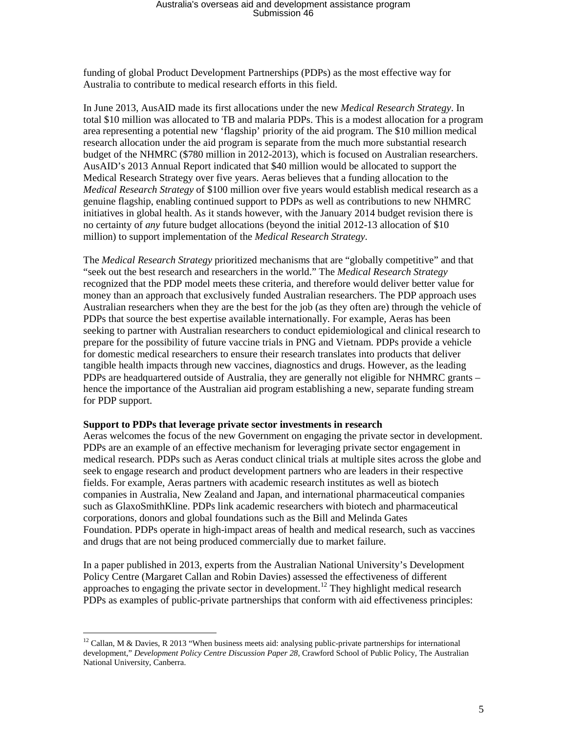funding of global Product Development Partnerships (PDPs) as the most effective way for Australia to contribute to medical research efforts in this field.

In June 2013, AusAID made its first allocations under the new *Medical Research Strategy*. In total $10 million was allocated to TB and malaria PDPs. This is a modest allocation for a program area representing a potential new 'flagship' priority of the aid program. The $10 million medical research allocation under the aid program is separate from the much more substantial research budget of the NHMRC ($780 million in 2012-2013), which is focused on Australian researchers. AusAID's 2013 Annual Report indicated that $40 million would be allocated to support the Medical Research Strategy over five years. Aeras believes that a funding allocation to the *Medical Research Strategy* of $100 million over five years would establish medical research as a genuine flagship, enabling continued support to PDPs as well as contributions to new NHMRC initiatives in global health. As it stands however, with the January 2014 budget revision there is no certainty of *any* future budget allocations (beyond the initial 2012-13 allocation of $10 million) to support implementation of the *Medical Research Strategy*.

The *Medical Research Strategy* prioritized mechanisms that are "globally competitive" and that "seek out the best research and researchers in the world." The *Medical Research Strategy* recognized that the PDP model meets these criteria, and therefore would deliver better value for money than an approach that exclusively funded Australian researchers. The PDP approach uses Australian researchers when they are the best for the job (as they often are) through the vehicle of PDPs that source the best expertise available internationally. For example, Aeras has been seeking to partner with Australian researchers to conduct epidemiological and clinical research to prepare for the possibility of future vaccine trials in PNG and Vietnam. PDPs provide a vehicle for domestic medical researchers to ensure their research translates into products that deliver tangible health impacts through new vaccines, diagnostics and drugs. However, as the leading PDPs are headquartered outside of Australia, they are generally not eligible for NHMRC grants – hence the importance of the Australian aid program establishing a new, separate funding stream for PDP support.

**Support to PDPs that leverage private sector investments in research**

Aeras welcomes the focus of the new Government on engaging the private sector in development. PDPs are an example of an effective mechanism for leveraging private sector engagement in medical research. PDPs such as Aeras conduct clinical trials at multiple sites across the globe and seek to engage research and product development partners who are leaders in their respective fields. For example, Aeras partners with academic research institutes as well as biotech companies in Australia, New Zealand and Japan, and international pharmaceutical companies such as GlaxoSmithKline. PDPs link academic researchers with biotech and pharmaceutical corporations, donors and global foundations such as the Bill and Melinda Gates Foundation. PDPs operate in high-impact areas of health and medical research, such as vaccines and drugs that are not being produced commercially due to market failure.

In a paper published in 2013, experts from the Australian National University's Development Policy Centre (Margaret Callan and Robin Davies) assessed the effectiveness of different approaches to engaging the private sector in development.[12] They highlight medical research PDPs as examples of public-private partnerships that conform with aid effectiveness principles:

[12] Callan, M & Davies, R 2013 "When business meets aid: analysing public-private partnerships for international development," *Development Policy Centre Discussion Paper 28*, Crawford School of Public Policy, The Australian National University, Canberra.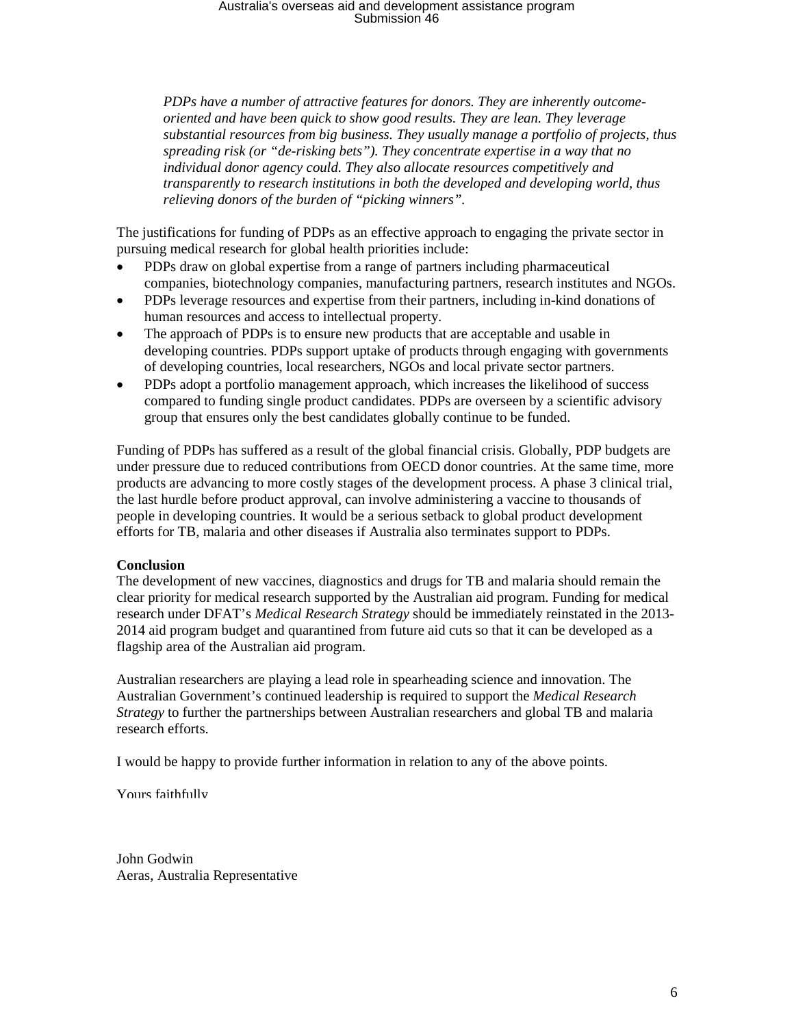*PDPs have a number of attractive features for donors. They are inherently outcome-oriented and have been quick to show good results. They are lean. They leverage substantial resources from big business. They usually manage a portfolio of projects, thus spreading risk (or "de-risking bets"). They concentrate expertise in a way that no individual donor agency could. They also allocate resources competitively and transparently to research institutions in both the developed and developing world, thus relieving donors of the burden of "picking winners".*

The justifications for funding of PDPs as an effective approach to engaging the private sector in pursuing medical research for global health priorities include:

- PDPs draw on global expertise from a range of partners including pharmaceutical companies, biotechnology companies, manufacturing partners, research institutes and NGOs.
- PDPs leverage resources and expertise from their partners, including in-kind donations of human resources and access to intellectual property.
- The approach of PDPs is to ensure new products that are acceptable and usable in developing countries. PDPs support uptake of products through engaging with governments of developing countries, local researchers, NGOs and local private sector partners.
- PDPs adopt a portfolio management approach, which increases the likelihood of success compared to funding single product candidates. PDPs are overseen by a scientific advisory group that ensures only the best candidates globally continue to be funded.

Funding of PDPs has suffered as a result of the global financial crisis. Globally, PDP budgets are under pressure due to reduced contributions from OECD donor countries. At the same time, more products are advancing to more costly stages of the development process. A phase 3 clinical trial, the last hurdle before product approval, can involve administering a vaccine to thousands of people in developing countries. It would be a serious setback to global product development efforts for TB, malaria and other diseases if Australia also terminates support to PDPs.

**Conclusion**

The development of new vaccines, diagnostics and drugs for TB and malaria should remain the clear priority for medical research supported by the Australian aid program. Funding for medical research under DFAT's *Medical Research Strategy* should be immediately reinstated in the 2013-2014 aid program budget and quarantined from future aid cuts so that it can be developed as a flagship area of the Australian aid program.

Australian researchers are playing a lead role in spearheading science and innovation. The Australian Government's continued leadership is required to support the *Medical Research Strategy* to further the partnerships between Australian researchers and global TB and malaria research efforts.

I would be happy to provide further information in relation to any of the above points.

Yours faithfully

John Godwin
Aeras, Australia Representative